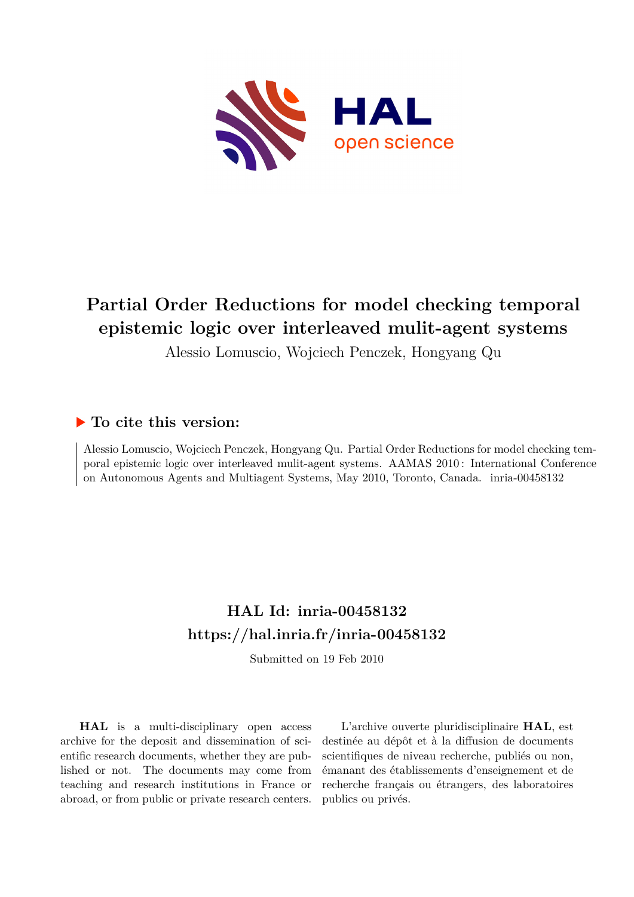# Partial Order Reductions for model checking temporal epistemic logic over interleaved mulit-agent systems

Alessio Lomuscio, Wojciech Penczek, Hongyang Qu

## To cite this version:

Alessio Lomuscio, Wojciech Penczek, Hongyang Qu. Partial Order Reductions for model checking temporal epistemic logic over interleaved mulit-agent systems. AAMAS 2010 : International Conference on Autonomous Agents and Multiagent Systems, May 2010, Toronto, Canada. inria-00458132

## HAL Id: inria-00458132

## https://hal.inria.fr/inria-00458132

Submitted on 19 Feb 2010

**HAL** is a multi-disciplinary open access archive for the deposit and dissemination of scientific research documents, whether they are published or not. The documents may come from teaching and research institutions in France or abroad, or from public or private research centers.

L'archive ouverte pluridisciplinaire **HAL**, est destinée au dépôt et à la diffusion de documents scientifiques de niveau recherche, publiés ou non, émanant des établissements d'enseignement et de recherche français ou étrangers, des laboratoires publics ou privés.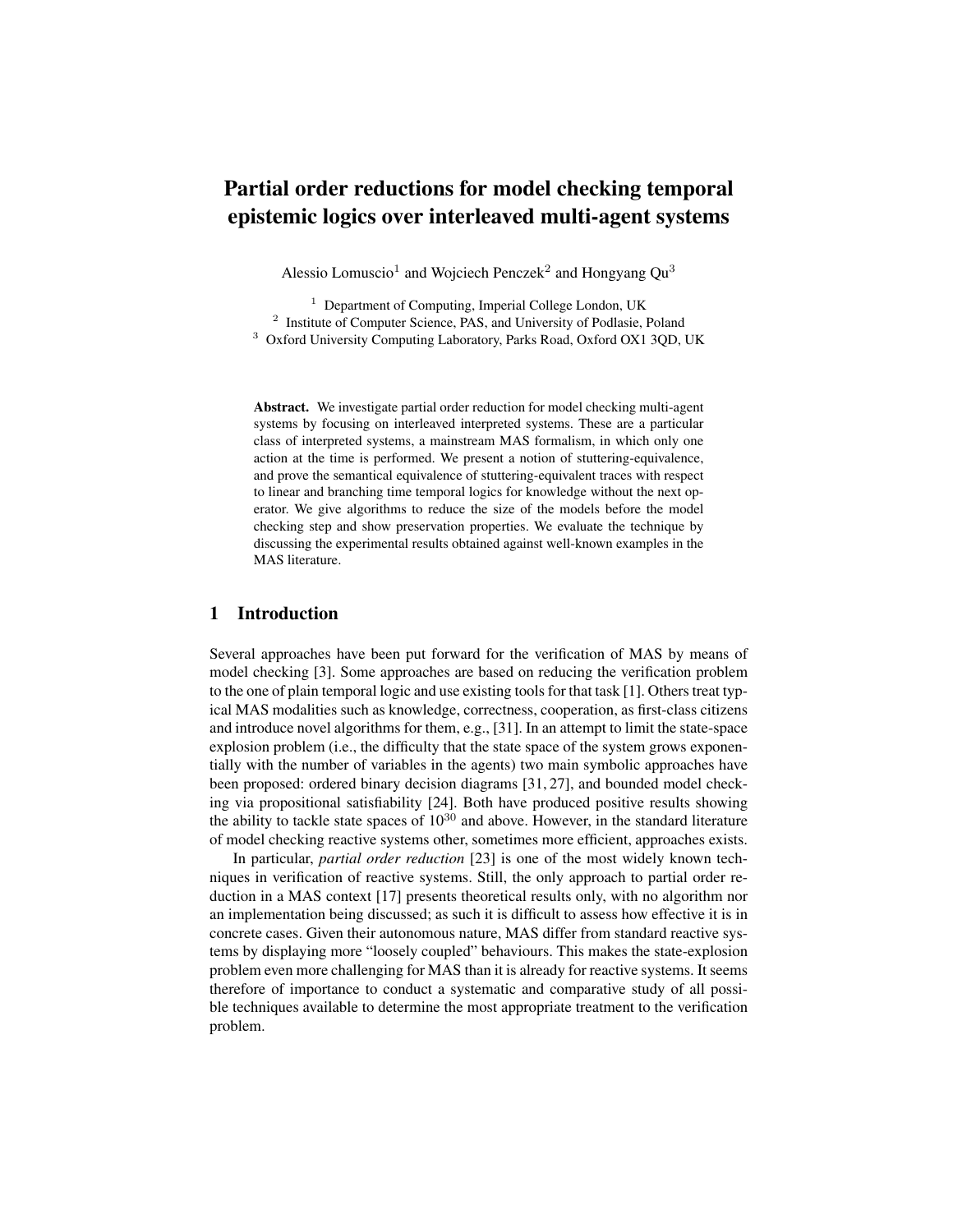# Partial order reductions for model checking temporal epistemic logics over interleaved multi-agent systems

Alessio Lomuscio[1] and Wojciech Penczek[2] and Hongyang Qu[3]

[1] Department of Computing, Imperial College London, UK
[2] Institute of Computer Science, PAS, and University of Podlasie, Poland
[3] Oxford University Computing Laboratory, Parks Road, Oxford OX1 3QD, UK

**Abstract.** We investigate partial order reduction for model checking multi-agent systems by focusing on interleaved interpreted systems. These are a particular class of interpreted systems, a mainstream MAS formalism, in which only one action at the time is performed. We present a notion of stuttering-equivalence, and prove the semantical equivalence of stuttering-equivalent traces with respect to linear and branching time temporal logics for knowledge without the next operator. We give algorithms to reduce the size of the models before the model checking step and show preservation properties. We evaluate the technique by discussing the experimental results obtained against well-known examples in the MAS literature.

## 1 Introduction

Several approaches have been put forward for the verification of MAS by means of model checking [3]. Some approaches are based on reducing the verification problem to the one of plain temporal logic and use existing tools for that task [1]. Others treat typical MAS modalities such as knowledge, correctness, cooperation, as first-class citizens and introduce novel algorithms for them, e.g., [31]. In an attempt to limit the state-space explosion problem (i.e., the difficulty that the state space of the system grows exponentially with the number of variables in the agents) two main symbolic approaches have been proposed: ordered binary decision diagrams [31, 27], and bounded model checking via propositional satisfiability [24]. Both have produced positive results showing the ability to tackle state spaces of $10^{30}$ and above. However, in the standard literature of model checking reactive systems other, sometimes more efficient, approaches exists.

In particular, *partial order reduction* [23] is one of the most widely known techniques in verification of reactive systems. Still, the only approach to partial order reduction in a MAS context [17] presents theoretical results only, with no algorithm nor an implementation being discussed; as such it is difficult to assess how effective it is in concrete cases. Given their autonomous nature, MAS differ from standard reactive systems by displaying more "loosely coupled" behaviours. This makes the state-explosion problem even more challenging for MAS than it is already for reactive systems. It seems therefore of importance to conduct a systematic and comparative study of all possible techniques available to determine the most appropriate treatment to the verification problem.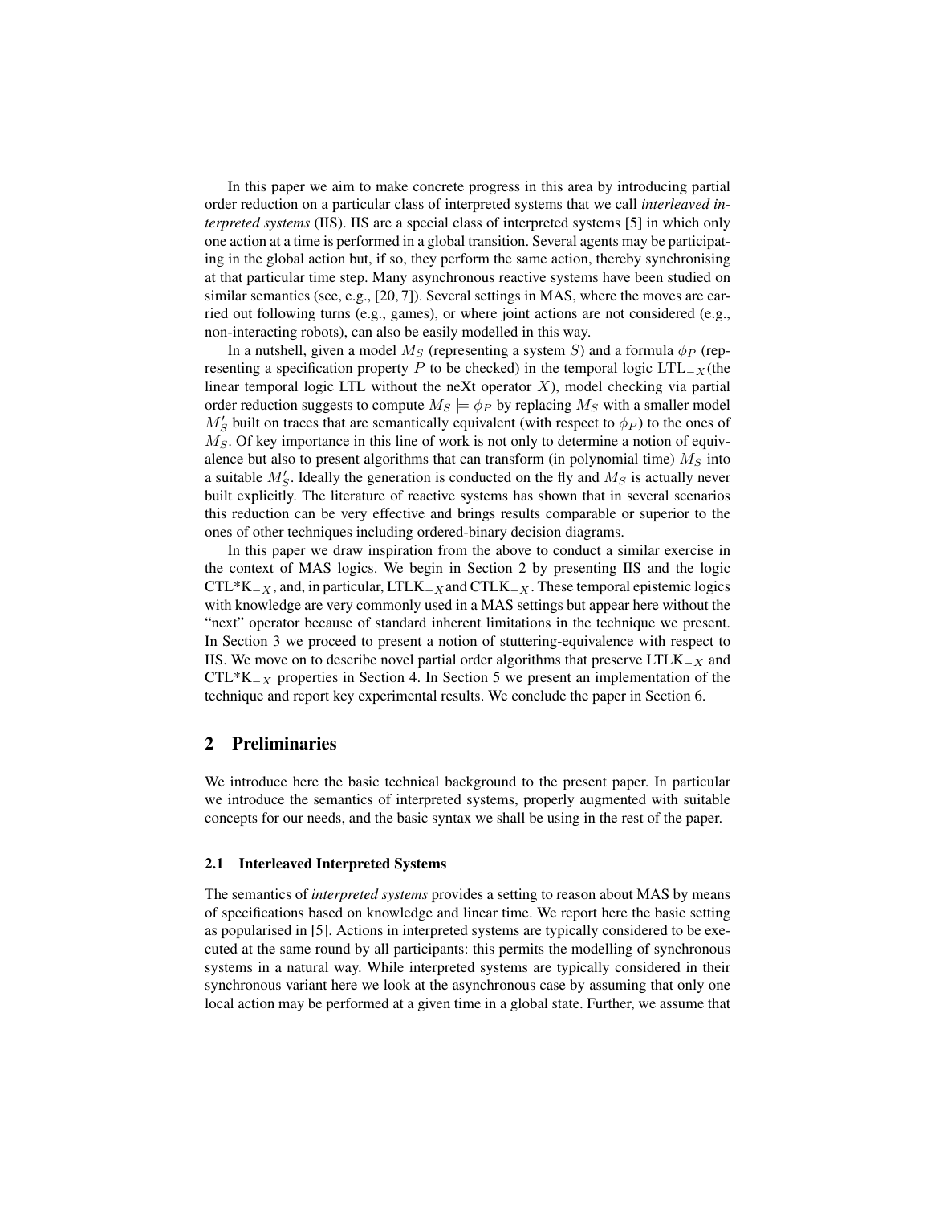In this paper we aim to make concrete progress in this area by introducing partial order reduction on a particular class of interpreted systems that we call *interleaved interpreted systems* (IIS). IIS are a special class of interpreted systems [5] in which only one action at a time is performed in a global transition. Several agents may be participating in the global action but, if so, they perform the same action, thereby synchronising at that particular time step. Many asynchronous reactive systems have been studied on similar semantics (see, e.g., [20, 7]). Several settings in MAS, where the moves are carried out following turns (e.g., games), or where joint actions are not considered (e.g., non-interacting robots), can also be easily modelled in this way.

In a nutshell, given a model $M_S$ (representing a system $S$) and a formula $\phi_P$ (representing a specification property $P$ to be checked) in the temporal logic LTL$_{-X}$(the linear temporal logic LTL without the neXt operator $X$), model checking via partial order reduction suggests to compute $M_S \models \phi_P$ by replacing $M_S$ with a smaller model $M'_S$ built on traces that are semantically equivalent (with respect to $\phi_P$) to the ones of $M_S$. Of key importance in this line of work is not only to determine a notion of equivalence but also to present algorithms that can transform (in polynomial time) $M_S$ into a suitable $M'_S$. Ideally the generation is conducted on the fly and $M_S$ is actually never built explicitly. The literature of reactive systems has shown that in several scenarios this reduction can be very effective and brings results comparable or superior to the ones of other techniques including ordered-binary decision diagrams.

In this paper we draw inspiration from the above to conduct a similar exercise in the context of MAS logics. We begin in Section 2 by presenting IIS and the logic CTL*K$_{-X}$, and, in particular, LTLK$_{-X}$and CTLK$_{-X}$. These temporal epistemic logics with knowledge are very commonly used in a MAS settings but appear here without the "next" operator because of standard inherent limitations in the technique we present. In Section 3 we proceed to present a notion of stuttering-equivalence with respect to IIS. We move on to describe novel partial order algorithms that preserve LTLK$_{-X}$ and CTL*K$_{-X}$ properties in Section 4. In Section 5 we present an implementation of the technique and report key experimental results. We conclude the paper in Section 6.

## 2 Preliminaries

We introduce here the basic technical background to the present paper. In particular we introduce the semantics of interpreted systems, properly augmented with suitable concepts for our needs, and the basic syntax we shall be using in the rest of the paper.

### 2.1 Interleaved Interpreted Systems

The semantics of *interpreted systems* provides a setting to reason about MAS by means of specifications based on knowledge and linear time. We report here the basic setting as popularised in [5]. Actions in interpreted systems are typically considered to be executed at the same round by all participants: this permits the modelling of synchronous systems in a natural way. While interpreted systems are typically considered in their synchronous variant here we look at the asynchronous case by assuming that only one local action may be performed at a given time in a global state. Further, we assume that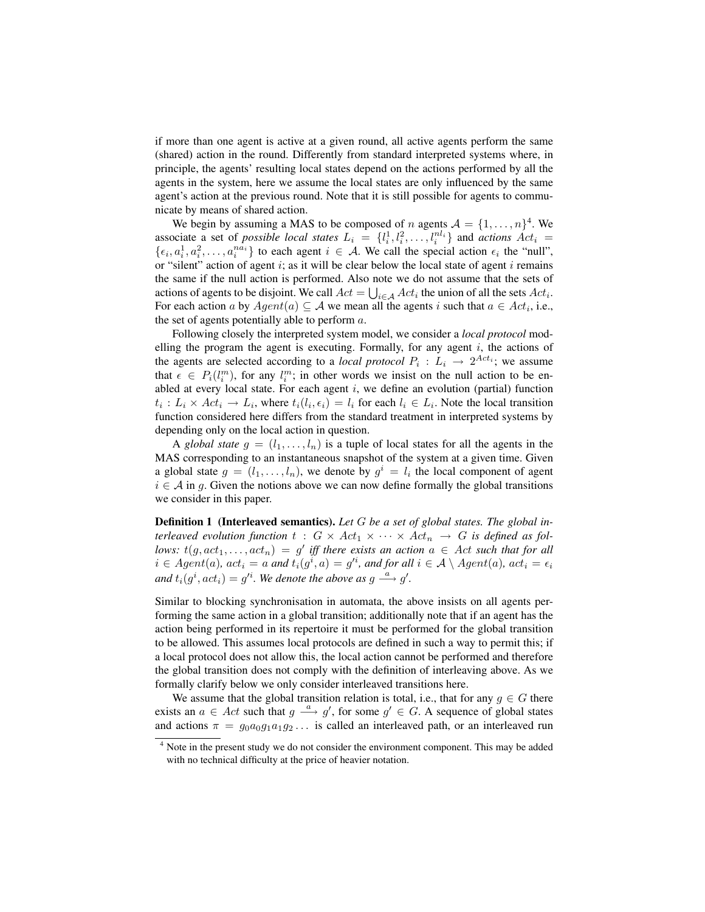if more than one agent is active at a given round, all active agents perform the same (shared) action in the round. Differently from standard interpreted systems where, in principle, the agents' resulting local states depend on the actions performed by all the agents in the system, here we assume the local states are only influenced by the same agent's action at the previous round. Note that it is still possible for agents to communicate by means of shared action.

We begin by assuming a MAS to be composed of $n$ agents $\mathcal{A} = \{1, \ldots, n\}$[4]. We associate a set of *possible local states* $L_i = \{l_i^1, l_i^2, \ldots, l_i^{nl_i}\}$ and *actions* $Act_i = \{\epsilon_i, a_i^1, a_i^2, \ldots, a_i^{na_i}\}$ to each agent $i \in \mathcal{A}$. We call the special action $\epsilon_i$ the "null", or "silent" action of agent $i$; as it will be clear below the local state of agent $i$ remains the same if the null action is performed. Also note we do not assume that the sets of actions of agents to be disjoint. We call $Act = \bigcup_{i \in \mathcal{A}} Act_i$ the union of all the sets $Act_i$. For each action $a$ by $Agent(a) \subseteq \mathcal{A}$ we mean all the agents $i$ such that $a \in Act_i$, i.e., the set of agents potentially able to perform $a$.

Following closely the interpreted system model, we consider a *local protocol* modelling the program the agent is executing. Formally, for any agent $i$, the actions of the agents are selected according to a *local protocol* $P_i : L_i \to 2^{Act_i}$; we assume that $\epsilon \in P_i(l_i^m)$, for any $l_i^m$; in other words we insist on the null action to be enabled at every local state. For each agent $i$, we define an evolution (partial) function $t_i : L_i \times Act_i \to L_i$, where $t_i(l_i, \epsilon_i) = l_i$ for each $l_i \in L_i$. Note the local transition function considered here differs from the standard treatment in interpreted systems by depending only on the local action in question.

A *global state* $g = (l_1, \ldots, l_n)$ is a tuple of local states for all the agents in the MAS corresponding to an instantaneous snapshot of the system at a given time. Given a global state $g = (l_1, \ldots, l_n)$, we denote by $g^i = l_i$ the local component of agent $i \in \mathcal{A}$ in $g$. Given the notions above we can now define formally the global transitions we consider in this paper.

**Definition 1 (Interleaved semantics).** *Let $G$ be a set of global states. The global interleaved evolution function $t : G \times Act_1 \times \cdots \times Act_n \to G$ is defined as follows: $t(g, act_1, \ldots, act_n) = g'$ iff there exists an action $a \in Act$ such that for all $i \in Agent(a)$, $act_i = a$ and $t_i(g^i, a) = g'^i$, and for all $i \in \mathcal{A} \setminus Agent(a)$, $act_i = \epsilon_i$ and $t_i(g^i, act_i) = g'^i$. We denote the above as $g \xrightarrow{a} g'$.*

Similar to blocking synchronisation in automata, the above insists on all agents performing the same action in a global transition; additionally note that if an agent has the action being performed in its repertoire it must be performed for the global transition to be allowed. This assumes local protocols are defined in such a way to permit this; if a local protocol does not allow this, the local action cannot be performed and therefore the global transition does not comply with the definition of interleaving above. As we formally clarify below we only consider interleaved transitions here.

We assume that the global transition relation is total, i.e., that for any $g \in G$ there exists an $a \in Act$ such that $g \xrightarrow{a} g'$, for some $g' \in G$. A sequence of global states and actions $\pi = g_0 a_0 g_1 a_1 g_2 \ldots$ is called an interleaved path, or an interleaved run

[4] Note in the present study we do not consider the environment component. This may be added with no technical difficulty at the price of heavier notation.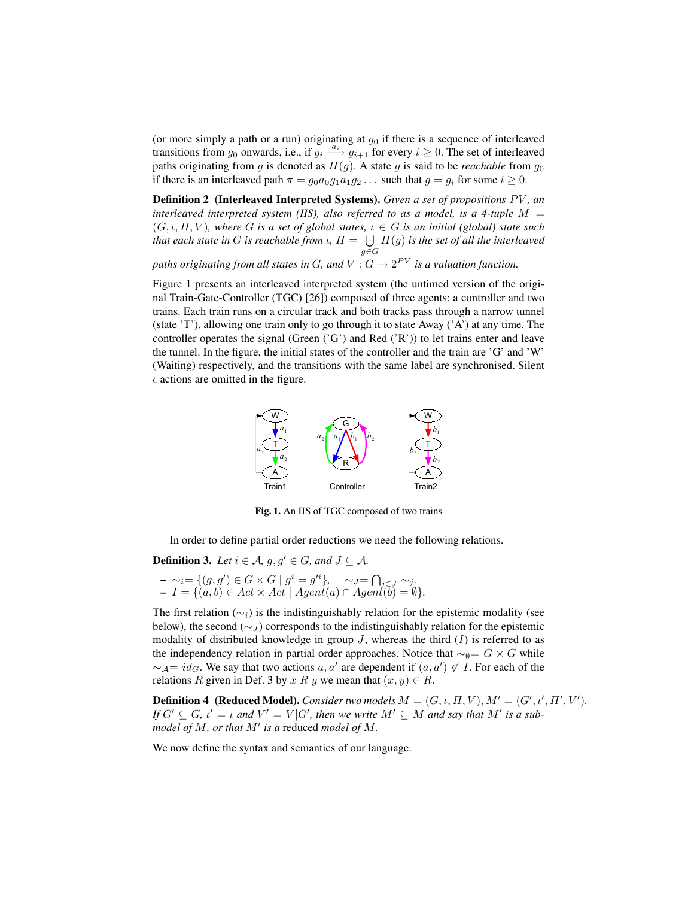(or more simply a path or a run) originating at $g_0$ if there is a sequence of interleaved transitions from $g_0$ onwards, i.e., if $g_i \xrightarrow{a_i} g_{i+1}$ for every $i \geq 0$. The set of interleaved paths originating from $g$ is denoted as $\Pi(g)$. A state $g$ is said to be *reachable* from $g_0$ if there is an interleaved path $\pi = g_0 a_0 g_1 a_1 g_2 \ldots$ such that $g = g_i$ for some $i \geq 0$.

**Definition 2 (Interleaved Interpreted Systems).** *Given a set of propositions $PV$, an interleaved interpreted system (IIS), also referred to as a model, is a 4-tuple $M = (G, \iota, \Pi, V)$, where $G$ is a set of global states, $\iota \in G$ is an initial (global) state such that each state in $G$ is reachable from $\iota$, $\Pi = \bigcup_{g \in G} \Pi(g)$ is the set of all the interleaved paths originating from all states in $G$, and $V : G \to 2^{PV}$ is a valuation function.*

Figure 1 presents an interleaved interpreted system (the untimed version of the original Train-Gate-Controller (TGC) [26]) composed of three agents: a controller and two trains. Each train runs on a circular track and both tracks pass through a narrow tunnel (state 'T'), allowing one train only to go through it to state Away ('A') at any time. The controller operates the signal (Green ('G') and Red ('R')) to let trains enter and leave the tunnel. In the figure, the initial states of the controller and the train are 'G' and 'W' (Waiting) respectively, and the transitions with the same label are synchronised. Silent $\epsilon$ actions are omitted in the figure.

**Fig. 1.** An IIS of TGC composed of two trains

In order to define partial order reductions we need the following relations.

**Definition 3.** *Let $i \in \mathcal{A}$, $g, g' \in G$, and $J \subseteq \mathcal{A}$.*

- $\sim_i = \{(g, g') \in G \times G \mid g^i = g'^i\}$, $\quad \sim_J = \bigcap_{j \in J} \sim_j$.
- $I = \{(a, b) \in Act \times Act \mid Agent(a) \cap Agent(b) = \emptyset\}$.

The first relation ($\sim_i$) is the indistinguishably relation for the epistemic modality (see below), the second ($\sim_J$) corresponds to the indistinguishably relation for the epistemic modality of distributed knowledge in group $J$, whereas the third ($I$) is referred to as the independency relation in partial order approaches. Notice that $\sim_\emptyset = G \times G$ while $\sim_\mathcal{A} = id_G$. We say that two actions $a, a'$ are dependent if $(a, a') \notin I$. For each of the relations $R$ given in Def. 3 by $x \; R \; y$ we mean that $(x, y) \in R$.

**Definition 4 (Reduced Model).** *Consider two models $M = (G, \iota, \Pi, V)$, $M' = (G', \iota', \Pi', V')$. If $G' \subseteq G$, $\iota' = \iota$ and $V' = V|G'$, then we write $M' \subseteq M$ and say that $M'$ is a submodel of $M$, or that $M'$ is a* reduced *model of $M$.*

We now define the syntax and semantics of our language.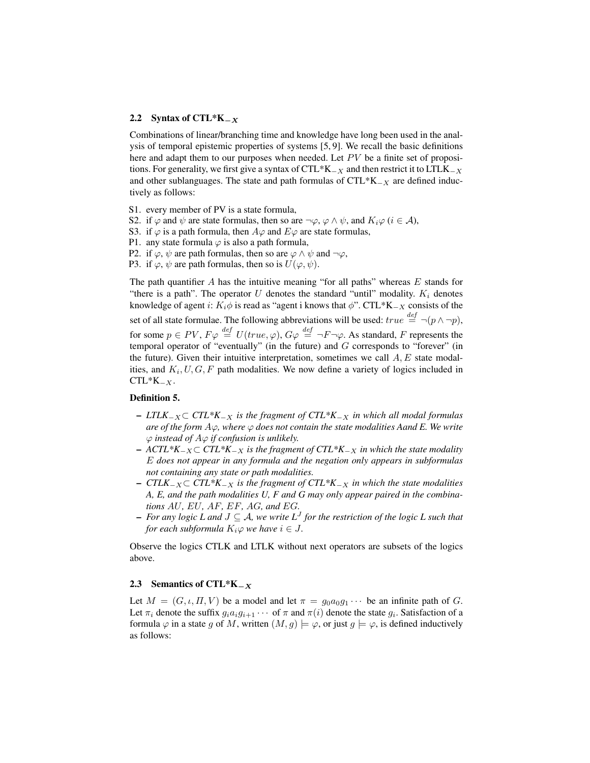### 2.2 Syntax of CTL*K$_{-X}$

Combinations of linear/branching time and knowledge have long been used in the analysis of temporal epistemic properties of systems [5, 9]. We recall the basic definitions here and adapt them to our purposes when needed. Let $PV$ be a finite set of propositions. For generality, we first give a syntax of CTL*K$_{-X}$ and then restrict it to LTLK$_{-X}$ and other sublanguages. The state and path formulas of CTL*K$_{-X}$ are defined inductively as follows:

- S1. every member of PV is a state formula,
- S2. if $\varphi$ and $\psi$ are state formulas, then so are $\neg\varphi$, $\varphi \wedge \psi$, and $K_i\varphi$ ($i \in \mathcal{A}$),
- S3. if $\varphi$ is a path formula, then $A\varphi$ and $E\varphi$ are state formulas,
- P1. any state formula $\varphi$ is also a path formula,
- P2. if $\varphi$, $\psi$ are path formulas, then so are $\varphi \wedge \psi$ and $\neg\varphi$,
- P3. if $\varphi$, $\psi$ are path formulas, then so is $U(\varphi, \psi)$.

The path quantifier $A$ has the intuitive meaning "for all paths" whereas $E$ stands for "there is a path". The operator $U$ denotes the standard "until" modality. $K_i$ denotes knowledge of agent $i$: $K_i\phi$ is read as "agent i knows that $\phi$". CTL*K$_{-X}$ consists of the set of all state formulae. The following abbreviations will be used: $true \stackrel{def}{=} \neg(p \wedge \neg p)$, for some $p \in PV$, $F\varphi \stackrel{def}{=} U(true, \varphi)$, $G\varphi \stackrel{def}{=} \neg F\neg\varphi$. As standard, $F$ represents the temporal operator of "eventually" (in the future) and $G$ corresponds to "forever" (in the future). Given their intuitive interpretation, sometimes we call $A, E$ state modalities, and $K_i, U, G, F$ path modalities. We now define a variety of logics included in CTL*K$_{-X}$.

**Definition 5.**

- *LTLK$_{-X}$$\subset$ CTL*K$_{-X}$ is the fragment of CTL*K$_{-X}$ in which all modal formulas are of the form $A\varphi$, where $\varphi$ does not contain the state modalities Aand E. We write $\varphi$ instead of $A\varphi$ if confusion is unlikely.*
- *ACTL*K$_{-X}$$\subset$ CTL*K$_{-X}$ is the fragment of CTL*K$_{-X}$ in which the state modality $E$ does not appear in any formula and the negation only appears in subformulas not containing any state or path modalities.*
- *CTLK$_{-X}$$\subset$ CTL*K$_{-X}$ is the fragment of CTL*K$_{-X}$ in which the state modalities A, E, and the path modalities U, F and G may only appear paired in the combinations $AU$, $EU$, $AF$, $EF$, $AG$, and $EG$.*
- *For any logic L and $J \subseteq \mathcal{A}$, we write $L^J$ for the restriction of the logic L such that for each subformula $K_i\varphi$ we have $i \in J$.*

Observe the logics CTLK and LTLK without next operators are subsets of the logics above.

### 2.3 Semantics of CTL*K$_{-X}$

Let $M = (G, \iota, \Pi, V)$ be a model and let $\pi = g_0a_0g_1 \cdots$ be an infinite path of $G$. Let $\pi_i$ denote the suffix $g_ia_ig_{i+1} \cdots$ of $\pi$ and $\pi(i)$ denote the state $g_i$. Satisfaction of a formula $\varphi$ in a state $g$ of $M$, written $(M, g) \models \varphi$, or just $g \models \varphi$, is defined inductively as follows: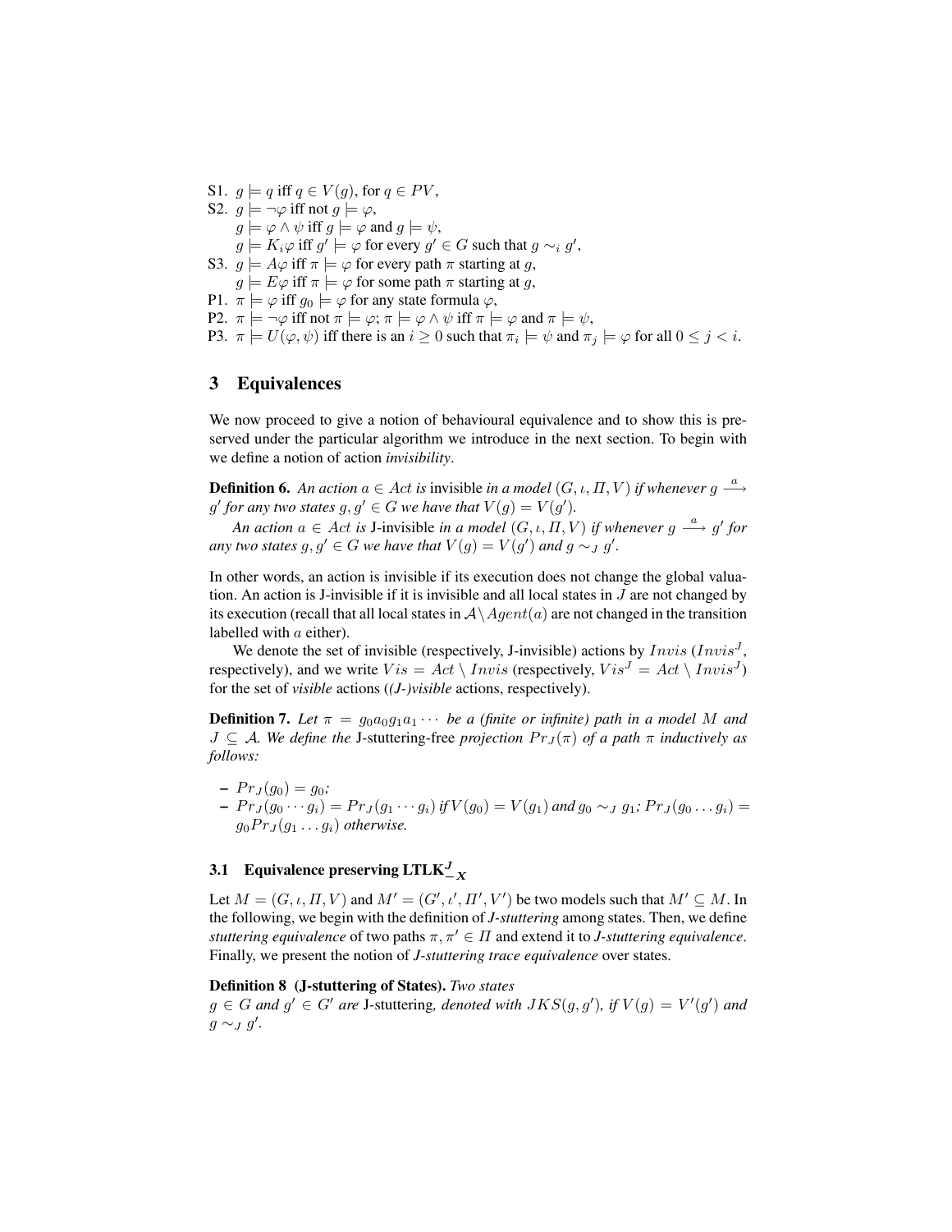S1. $g \models q$ iff $q \in V(g)$, for $q \in PV$,

S2. $g \models \neg\varphi$ iff not $g \models \varphi$,
    $g \models \varphi \wedge \psi$ iff $g \models \varphi$ and $g \models \psi$,
    $g \models K_i\varphi$ iff $g' \models \varphi$ for every $g' \in G$ such that $g \sim_i g'$,

S3. $g \models A\varphi$ iff $\pi \models \varphi$ for every path $\pi$ starting at $g$,
    $g \models E\varphi$ iff $\pi \models \varphi$ for some path $\pi$ starting at $g$,

P1. $\pi \models \varphi$ iff $g_0 \models \varphi$ for any state formula $\varphi$,

P2. $\pi \models \neg\varphi$ iff not $\pi \models \varphi$; $\pi \models \varphi \wedge \psi$ iff $\pi \models \varphi$ and $\pi \models \psi$,

P3. $\pi \models U(\varphi, \psi)$ iff there is an $i \geq 0$ such that $\pi_i \models \psi$ and $\pi_j \models \varphi$ for all $0 \leq j < i$.

## 3 Equivalences

We now proceed to give a notion of behavioural equivalence and to show this is preserved under the particular algorithm we introduce in the next section. To begin with we define a notion of action *invisibility*.

**Definition 6.** *An action $a \in Act$ is* invisible *in a model $(G, \iota, \Pi, V)$ if whenever $g \xrightarrow{a} g'$ for any two states $g, g' \in G$ we have that $V(g) = V(g')$.*

*An action $a \in Act$ is* J-invisible *in a model $(G, \iota, \Pi, V)$ if whenever $g \xrightarrow{a} g'$ for any two states $g, g' \in G$ we have that $V(g) = V(g')$ and $g \sim_J g'$.*

In other words, an action is invisible if its execution does not change the global valuation. An action is J-invisible if it is invisible and all local states in $J$ are not changed by its execution (recall that all local states in $\mathcal{A} \setminus Agent(a)$ are not changed in the transition labelled with $a$ either).

We denote the set of invisible (respectively, J-invisible) actions by $Invis$ ($Invis^J$, respectively), and we write $Vis = Act \setminus Invis$ (respectively, $Vis^J = Act \setminus Invis^J$) for the set of *visible* actions (*(J-)visible* actions, respectively).

**Definition 7.** *Let $\pi = g_0a_0g_1a_1\cdots$ be a (finite or infinite) path in a model $M$ and $J \subseteq \mathcal{A}$. We define the* J-stuttering-free *projection $Pr_J(\pi)$ of a path $\pi$ inductively as follows:*

- *$Pr_J(g_0) = g_0$;*
- *$Pr_J(g_0 \cdots g_i) = Pr_J(g_1 \cdots g_i)$ if $V(g_0) = V(g_1)$ and $g_0 \sim_J g_1$; $Pr_J(g_0 \ldots g_i) = g_0 Pr_J(g_1 \ldots g_i)$ otherwise.*

### 3.1 Equivalence preserving LTLK$^J_{-X}$

Let $M = (G, \iota, \Pi, V)$ and $M' = (G', \iota', \Pi', V')$ be two models such that $M' \subseteq M$. In the following, we begin with the definition of *J-stuttering* among states. Then, we define *stuttering equivalence* of two paths $\pi, \pi' \in \Pi$ and extend it to *J-stuttering equivalence*. Finally, we present the notion of *J-stuttering trace equivalence* over states.

**Definition 8 (J-stuttering of States).** *Two states $g \in G$ and $g' \in G'$ are* J-stuttering, *denoted with $JKS(g, g')$, if $V(g) = V'(g')$ and $g \sim_J g'$.*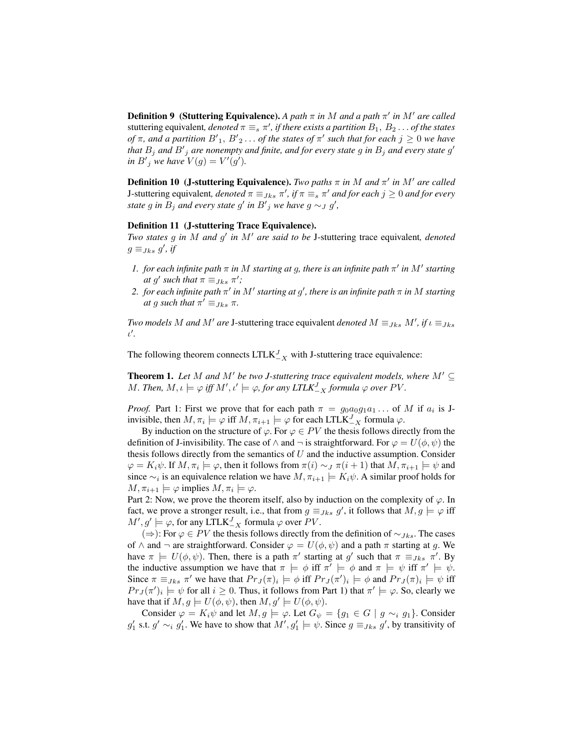**Definition 9 (Stuttering Equivalence).** *A path $\pi$ in $M$ and a path $\pi'$ in $M'$ are called* stuttering equivalent*, denoted $\pi \equiv_s \pi'$, if there exists a partition $B_1$, $B_2 \dots$ of the states of $\pi$, and a partition $B'_1$, $B'_2 \dots$ of the states of $\pi'$ such that for each $j \geq 0$ we have that $B_j$ and $B'_j$ are nonempty and finite, and for every state $g$ in $B_j$ and every state $g'$ in $B'_j$ we have $V(g) = V'(g')$.*

**Definition 10 (J-stuttering Equivalence).** *Two paths $\pi$ in $M$ and $\pi'$ in $M'$ are called* J-stuttering equivalent*, denoted $\pi \equiv_{Jks} \pi'$, if $\pi \equiv_s \pi'$ and for each $j \geq 0$ and for every state $g$ in $B_j$ and every state $g'$ in $B'_j$ we have $g \sim_J g'$,*

**Definition 11 (J-stuttering Trace Equivalence).**
*Two states $g$ in $M$ and $g'$ in $M'$ are said to be* J-stuttering trace equivalent*, denoted $g \equiv_{Jks} g'$, if*

1. *for each infinite path $\pi$ in $M$ starting at $g$, there is an infinite path $\pi'$ in $M'$ starting at $g'$ such that $\pi \equiv_{Jks} \pi'$;*
2. *for each infinite path $\pi'$ in $M'$ starting at $g'$, there is an infinite path $\pi$ in $M$ starting at $g$ such that $\pi' \equiv_{Jks} \pi$.*

*Two models $M$ and $M'$ are* J-stuttering trace equivalent *denoted $M \equiv_{Jks} M'$, if $\iota \equiv_{Jks} \iota'$.*

The following theorem connects LTLK$^J_{-X}$ with J-stuttering trace equivalence:

**Theorem 1.** *Let $M$ and $M'$ be two J-stuttering trace equivalent models, where $M' \subseteq M$. Then, $M, \iota \models \varphi$ iff $M', \iota' \models \varphi$, for any LTLK$^J_{-X}$ formula $\varphi$ over $PV$.*

*Proof.* Part 1: First we prove that for each path $\pi = g_0 a_0 g_1 a_1 \dots$ of $M$ if $a_i$ is J-invisible, then $M, \pi_i \models \varphi$ iff $M, \pi_{i+1} \models \varphi$ for each LTLK$^J_{-X}$ formula $\varphi$.

By induction on the structure of $\varphi$. For $\varphi \in PV$ the thesis follows directly from the definition of J-invisibility. The case of $\wedge$ and $\neg$ is straightforward. For $\varphi = U(\phi, \psi)$ the thesis follows directly from the semantics of $U$ and the inductive assumption. Consider $\varphi = K_i\psi$. If $M, \pi_i \models \varphi$, then it follows from $\pi(i) \sim_J \pi(i+1)$ that $M, \pi_{i+1} \models \psi$ and since $\sim_i$ is an equivalence relation we have $M, \pi_{i+1} \models K_i\psi$. A similar proof holds for $M, \pi_{i+1} \models \varphi$ implies $M, \pi_i \models \varphi$.
Part 2: Now, we prove the theorem itself, also by induction on the complexity of $\varphi$. In fact, we prove a stronger result, i.e., that from $g \equiv_{Jks} g'$, it follows that $M, g \models \varphi$ iff $M', g' \models \varphi$, for any LTLK$^J_{-X}$ formula $\varphi$ over $PV$.

($\Rightarrow$): For $\varphi \in PV$ the thesis follows directly from the definition of $\sim_{Jks}$. The cases of $\wedge$ and $\neg$ are straightforward. Consider $\varphi = U(\phi, \psi)$ and a path $\pi$ starting at $g$. We have $\pi \models U(\phi, \psi)$. Then, there is a path $\pi'$ starting at $g'$ such that $\pi \equiv_{Jks} \pi'$. By the inductive assumption we have that $\pi \models \phi$ iff $\pi' \models \phi$ and $\pi \models \psi$ iff $\pi' \models \psi$. Since $\pi \equiv_{Jks} \pi'$ we have that $Pr_J(\pi)_i \models \phi$ iff $Pr_J(\pi')_i \models \phi$ and $Pr_J(\pi)_i \models \psi$ iff $Pr_J(\pi')_i \models \psi$ for all $i \geq 0$. Thus, it follows from Part 1) that $\pi' \models \varphi$. So, clearly we have that if $M, g \models U(\phi, \psi)$, then $M, g' \models U(\phi, \psi)$.

Consider $\varphi = K_i\psi$ and let $M, g \models \varphi$. Let $G_\psi = \{g_1 \in G \mid g \sim_i g_1\}$. Consider $g'_1$ s.t. $g' \sim_i g'_1$. We have to show that $M', g'_1 \models \psi$. Since $g \equiv_{Jks} g'$, by transitivity of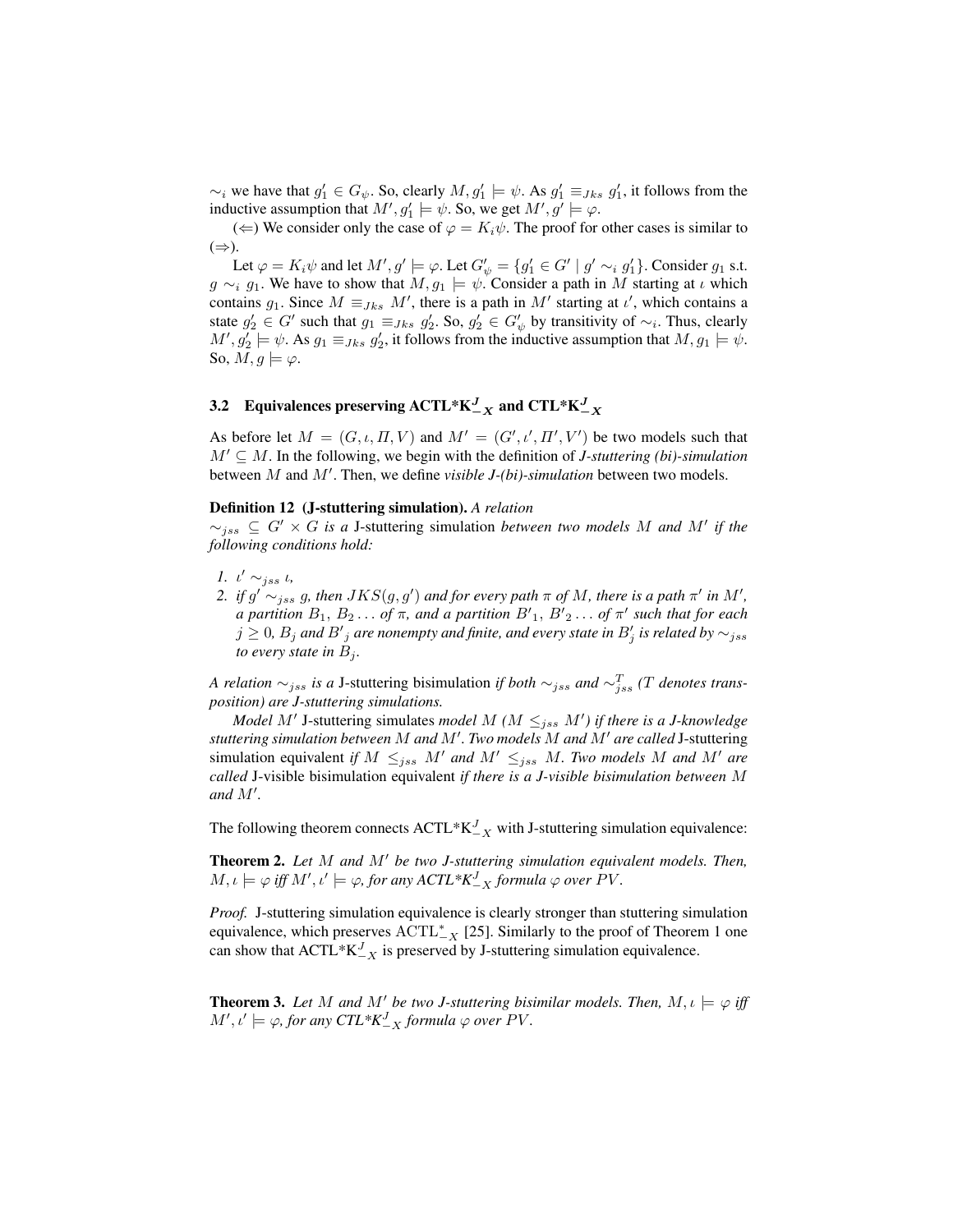$\sim_i$ we have that $g'_1 \in G_\psi$. So, clearly $M, g'_1 \models \psi$. As $g'_1 \equiv_{Jks} g'_1$, it follows from the inductive assumption that $M', g'_1 \models \psi$. So, we get $M', g' \models \varphi$.

($\Leftarrow$) We consider only the case of $\varphi = K_i\psi$. The proof for other cases is similar to ($\Rightarrow$).

Let $\varphi = K_i\psi$ and let $M', g' \models \varphi$. Let $G'_\psi = \{g'_1 \in G' \mid g' \sim_i g'_1\}$. Consider $g_1$ s.t. $g \sim_i g_1$. We have to show that $M, g_1 \models \psi$. Consider a path in $M$ starting at $\iota$ which contains $g_1$. Since $M \equiv_{Jks} M'$, there is a path in $M'$ starting at $\iota'$, which contains a state $g'_2 \in G'$ such that $g_1 \equiv_{Jks} g'_2$. So, $g'_2 \in G'_\psi$ by transitivity of $\sim_i$. Thus, clearly $M', g'_2 \models \psi$. As $g_1 \equiv_{Jks} g'_2$, it follows from the inductive assumption that $M, g_1 \models \psi$. So, $M, g \models \varphi$.

### 3.2 Equivalences preserving ACTL*K$^J_{-X}$ and CTL*K$^J_{-X}$

As before let $M = (G, \iota, \Pi, V)$ and $M' = (G', \iota', \Pi', V')$ be two models such that $M' \subseteq M$. In the following, we begin with the definition of *J-stuttering (bi)-simulation* between $M$ and $M'$. Then, we define *visible J-(bi)-simulation* between two models.

**Definition 12 (J-stuttering simulation).** *A relation $\sim_{jss} \subseteq G' \times G$ is a* J-stuttering simulation *between two models $M$ and $M'$ if the following conditions hold:*

1. *$\iota' \sim_{jss} \iota$,*
2. *if $g' \sim_{jss} g$, then $JKS(g, g')$ and for every path $\pi$ of $M$, there is a path $\pi'$ in $M'$, a partition $B_1, B_2 \ldots$ of $\pi$, and a partition $B'_1, B'_2 \ldots$ of $\pi'$ such that for each $j \geq 0$, $B_j$ and $B'_j$ are nonempty and finite, and every state in $B'_j$ is related by $\sim_{jss}$ to every state in $B_j$.*

*A relation $\sim_{jss}$ is a* J-stuttering bisimulation *if both $\sim_{jss}$ and $\sim_{jss}^T$ ($T$ denotes transposition) are J-stuttering simulations.*

*Model $M'$* J-stuttering simulates *model $M$ ($M \leq_{jss} M'$) if there is a J-knowledge stuttering simulation between $M$ and $M'$. Two models $M$ and $M'$ are called* J-stuttering simulation equivalent *if $M \leq_{jss} M'$ and $M' \leq_{jss} M$. Two models $M$ and $M'$ are called* J-visible bisimulation equivalent *if there is a J-visible bisimulation between $M$ and $M'$.*

The following theorem connects ACTL*K$^J_{-X}$ with J-stuttering simulation equivalence:

**Theorem 2.** *Let $M$ and $M'$ be two J-stuttering simulation equivalent models. Then, $M, \iota \models \varphi$ iff $M', \iota' \models \varphi$, for any ACTL*K$^J_{-X}$ formula $\varphi$ over $PV$.*

*Proof.* J-stuttering simulation equivalence is clearly stronger than stuttering simulation equivalence, which preserves $\mathrm{ACTL}^*_{-X}$ [25]. Similarly to the proof of Theorem 1 one can show that ACTL*K$^J_{-X}$ is preserved by J-stuttering simulation equivalence.

**Theorem 3.** *Let $M$ and $M'$ be two J-stuttering bisimilar models. Then, $M, \iota \models \varphi$ iff $M', \iota' \models \varphi$, for any CTL*K$^J_{-X}$ formula $\varphi$ over $PV$.*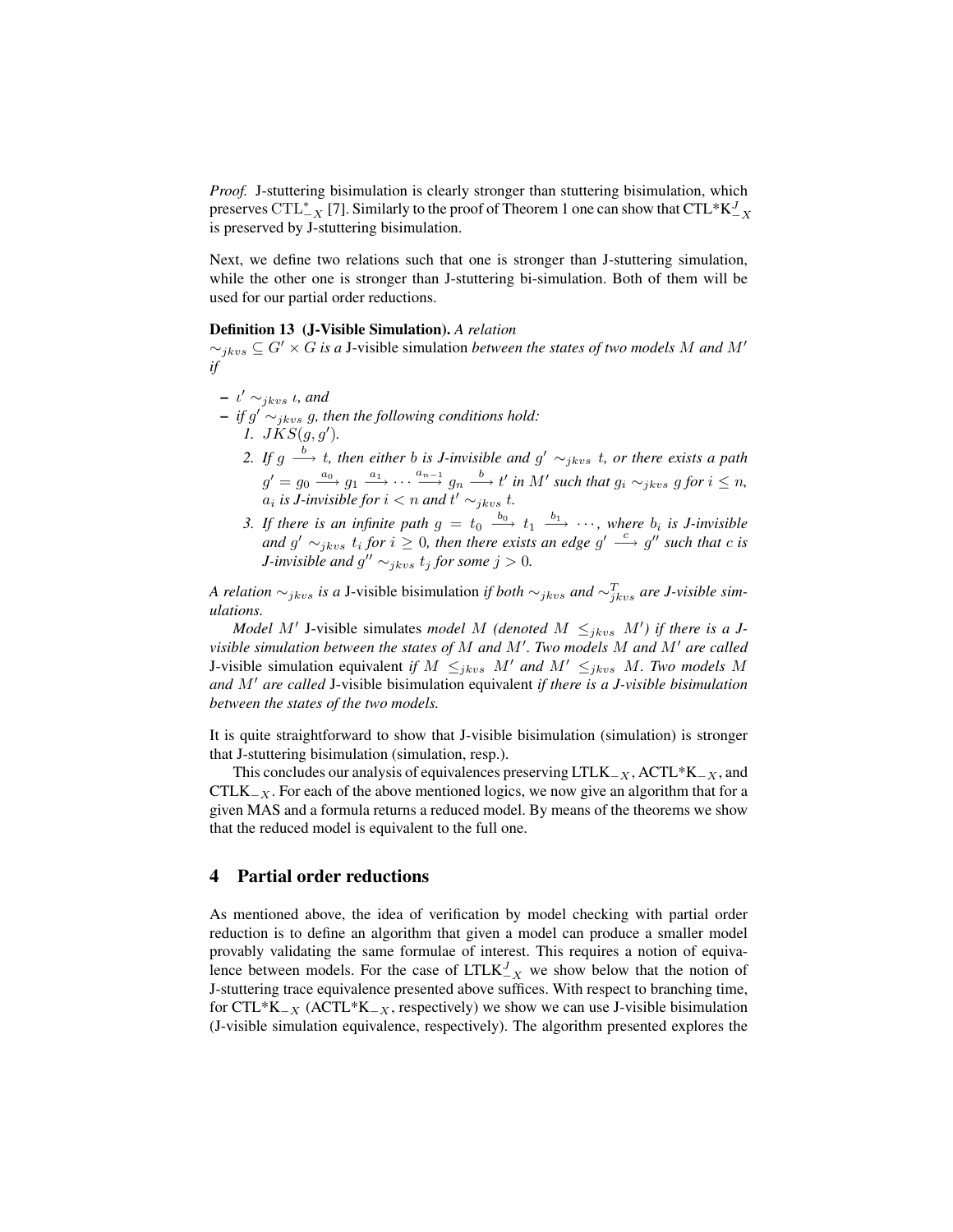*Proof.* J-stuttering bisimulation is clearly stronger than stuttering bisimulation, which preserves $\mathrm{CTL}^*_{-X}$ [7]. Similarly to the proof of Theorem 1 one can show that CTL*$\mathrm{K}^J_{-X}$ is preserved by J-stuttering bisimulation.

Next, we define two relations such that one is stronger than J-stuttering simulation, while the other one is stronger than J-stuttering bi-simulation. Both of them will be used for our partial order reductions.

**Definition 13 (J-Visible Simulation).** *A relation $\sim_{jkvs} \subseteq G' \times G$ is a* J-visible simulation *between the states of two models $M$ and $M'$ if*

- $\iota' \sim_{jkvs} \iota$, *and*
- *if $g' \sim_{jkvs} g$, then the following conditions hold:*
  1. $JKS(g, g')$.
  2. *If $g \xrightarrow{b} t$, then either $b$ is J-invisible and $g' \sim_{jkvs} t$, or there exists a path $g' = g_0 \xrightarrow{a_0} g_1 \xrightarrow{a_1} \cdots \xrightarrow{a_{n-1}} g_n \xrightarrow{b} t'$ in $M'$ such that $g_i \sim_{jkvs} g$ for $i \leq n$, $a_i$ is J-invisible for $i < n$ and $t' \sim_{jkvs} t$.*
  3. *If there is an infinite path $g = t_0 \xrightarrow{b_0} t_1 \xrightarrow{b_1} \cdots$, where $b_i$ is J-invisible and $g' \sim_{jkvs} t_i$ for $i \geq 0$, then there exists an edge $g' \xrightarrow{c} g''$ such that $c$ is J-invisible and $g'' \sim_{jkvs} t_j$ for some $j > 0$.*

*A relation $\sim_{jkvs}$ is a* J-visible bisimulation *if both $\sim_{jkvs}$ and $\sim^T_{jkvs}$ are J-visible simulations.*

*Model $M'$* J-visible simulates *model $M$ (denoted $M \leq_{jkvs} M'$) if there is a J-visible simulation between the states of $M$ and $M'$. Two models $M$ and $M'$ are called* J-visible simulation equivalent *if $M \leq_{jkvs} M'$ and $M' \leq_{jkvs} M$. Two models $M$ and $M'$ are called* J-visible bisimulation equivalent *if there is a J-visible bisimulation between the states of the two models.*

It is quite straightforward to show that J-visible bisimulation (simulation) is stronger that J-stuttering bisimulation (simulation, resp.).

This concludes our analysis of equivalences preserving LTLK$_{-X}$, ACTL*K$_{-X}$, and CTLK$_{-X}$. For each of the above mentioned logics, we now give an algorithm that for a given MAS and a formula returns a reduced model. By means of the theorems we show that the reduced model is equivalent to the full one.

## 4 Partial order reductions

As mentioned above, the idea of verification by model checking with partial order reduction is to define an algorithm that given a model can produce a smaller model provably validating the same formulae of interest. This requires a notion of equivalence between models. For the case of LTL$\mathrm{K}^J_{-X}$ we show below that the notion of J-stuttering trace equivalence presented above suffices. With respect to branching time, for CTL*K$_{-X}$ (ACTL*K$_{-X}$, respectively) we show we can use J-visible bisimulation (J-visible simulation equivalence, respectively). The algorithm presented explores the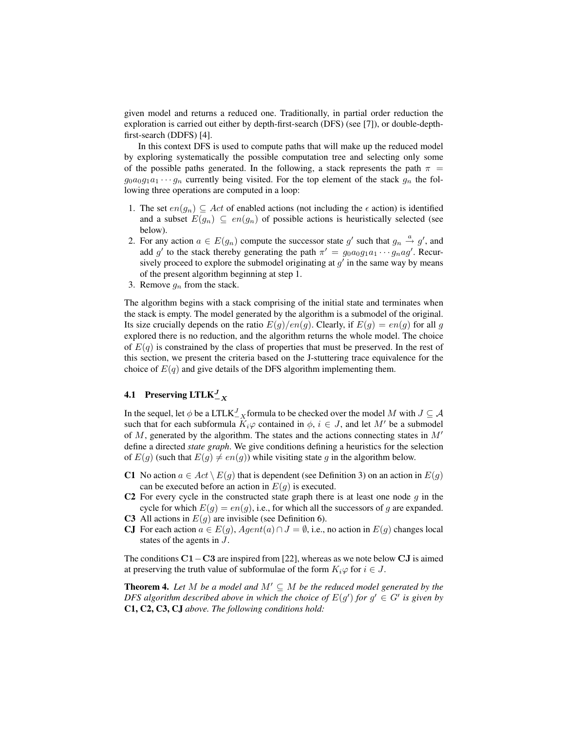given model and returns a reduced one. Traditionally, in partial order reduction the exploration is carried out either by depth-first-search (DFS) (see [7]), or double-depth-first-search (DDFS) [4].

In this context DFS is used to compute paths that will make up the reduced model by exploring systematically the possible computation tree and selecting only some of the possible paths generated. In the following, a stack represents the path $\pi = g_0 a_0 g_1 a_1 \cdots g_n$ currently being visited. For the top element of the stack $g_n$ the following three operations are computed in a loop:

1. The set $en(g_n) \subseteq Act$ of enabled actions (not including the $\epsilon$ action) is identified and a subset $E(g_n) \subseteq en(g_n)$ of possible actions is heuristically selected (see below).
2. For any action $a \in E(g_n)$ compute the successor state $g'$ such that $g_n \xrightarrow{a} g'$, and add $g'$ to the stack thereby generating the path $\pi' = g_0 a_0 g_1 a_1 \cdots g_n a g'$. Recursively proceed to explore the submodel originating at $g'$ in the same way by means of the present algorithm beginning at step 1.
3. Remove $g_n$ from the stack.

The algorithm begins with a stack comprising of the initial state and terminates when the stack is empty. The model generated by the algorithm is a submodel of the original. Its size crucially depends on the ratio $E(g)/en(g)$. Clearly, if $E(g) = en(g)$ for all $g$ explored there is no reduction, and the algorithm returns the whole model. The choice of $E(q)$ is constrained by the class of properties that must be preserved. In the rest of this section, we present the criteria based on the J-stuttering trace equivalence for the choice of $E(q)$ and give details of the DFS algorithm implementing them.

### 4.1 Preserving LTLK$^J_{-X}$

In the sequel, let $\phi$ be a LTLK$^J_{-X}$ formula to be checked over the model $M$ with $J \subseteq \mathcal{A}$ such that for each subformula $K_i\varphi$ contained in $\phi$, $i \in J$, and let $M'$ be a submodel of $M$, generated by the algorithm. The states and the actions connecting states in $M'$ define a directed *state graph*. We give conditions defining a heuristics for the selection of $E(g)$ (such that $E(g) \neq en(g)$) while visiting state $g$ in the algorithm below.

- **C1** No action $a \in Act \setminus E(g)$ that is dependent (see Definition 3) on an action in $E(g)$ can be executed before an action in $E(g)$ is executed.
- **C2** For every cycle in the constructed state graph there is at least one node $g$ in the cycle for which $E(g) = en(g)$, i.e., for which all the successors of $g$ are expanded.
- **C3** All actions in $E(g)$ are invisible (see Definition 6).
- **CJ** For each action $a \in E(g)$, $Agent(a) \cap J = \emptyset$, i.e., no action in $E(g)$ changes local states of the agents in $J$.

The conditions **C1** $-$ **C3** are inspired from [22], whereas as we note below **CJ** is aimed at preserving the truth value of subformulae of the form $K_i\varphi$ for $i \in J$.

**Theorem 4.** *Let $M$ be a model and $M' \subseteq M$ be the reduced model generated by the DFS algorithm described above in which the choice of $E(g')$ for $g' \in G'$ is given by* **C1, C2, C3, CJ** *above. The following conditions hold:*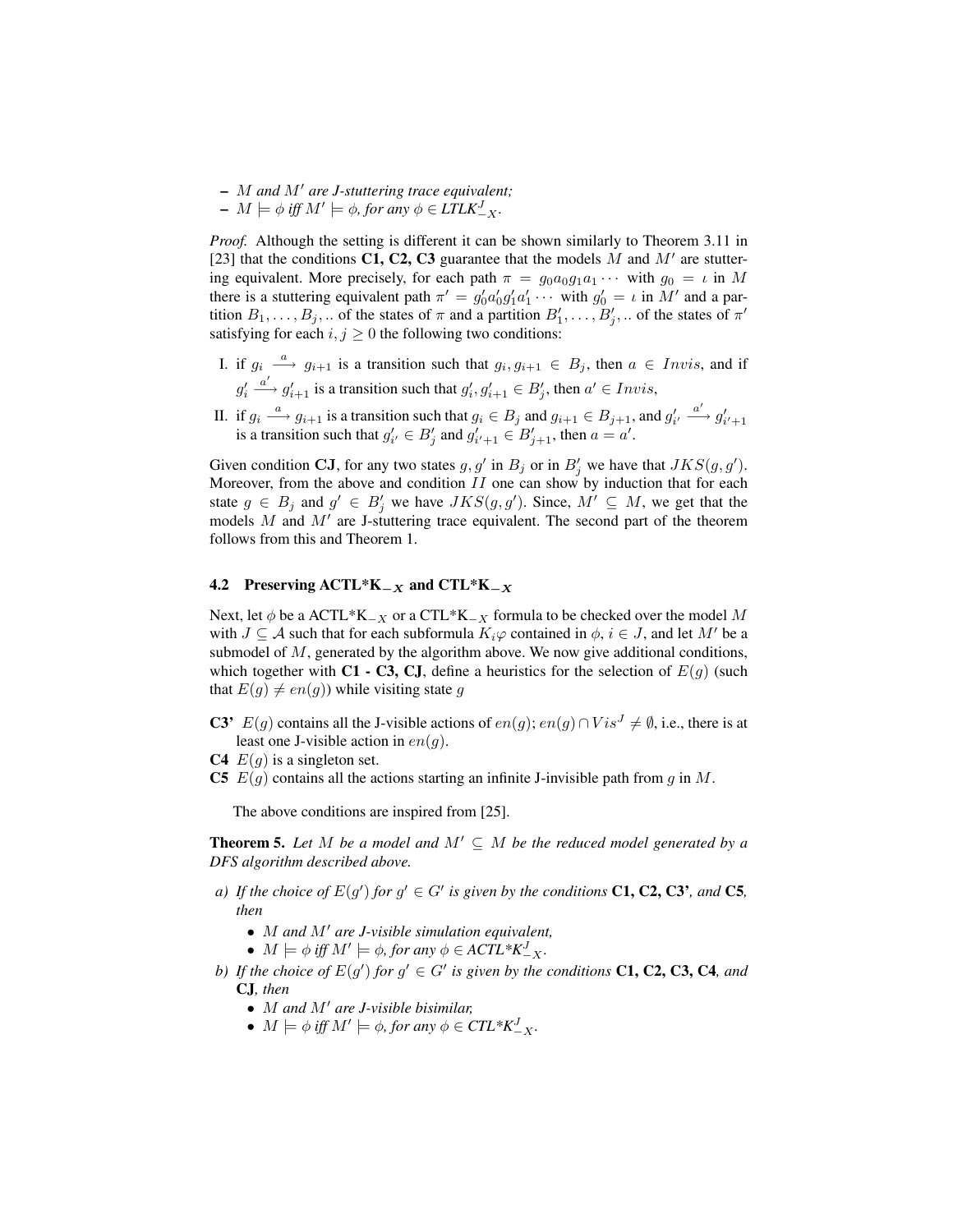- $M$ *and* $M'$ *are J-stuttering trace equivalent;*
- $M \models \phi$ *iff* $M' \models \phi$*, for any* $\phi \in$ *LTLK*$^J_{-X}$.

*Proof.* Although the setting is different it can be shown similarly to Theorem 3.11 in [23] that the conditions **C1, C2, C3** guarantee that the models $M$ and $M'$ are stuttering equivalent. More precisely, for each path $\pi = g_0 a_0 g_1 a_1 \cdots$ with $g_0 = \iota$ in $M$ there is a stuttering equivalent path $\pi' = g'_0 a'_0 g'_1 a'_1 \cdots$ with $g'_0 = \iota$ in $M'$ and a partition $B_1, \ldots, B_j, ..$ of the states of $\pi$ and a partition $B'_1, \ldots, B'_j, ..$ of the states of $\pi'$ satisfying for each $i, j \geq 0$ the following two conditions:

I. if $g_i \xrightarrow{a} g_{i+1}$ is a transition such that $g_i, g_{i+1} \in B_j$, then $a \in Invis$, and if $g'_i \xrightarrow{a'} g'_{i+1}$ is a transition such that $g'_i, g'_{i+1} \in B'_j$, then $a' \in Invis$,

II. if $g_i \xrightarrow{a} g_{i+1}$ is a transition such that $g_i \in B_j$ and $g_{i+1} \in B_{j+1}$, and $g'_{i'} \xrightarrow{a'} g'_{i'+1}$ is a transition such that $g'_{i'} \in B'_j$ and $g'_{i'+1} \in B'_{j+1}$, then $a = a'$.

Given condition **CJ**, for any two states $g, g'$ in $B_j$ or in $B'_j$ we have that $JKS(g, g')$. Moreover, from the above and condition $II$ one can show by induction that for each state $g \in B_j$ and $g' \in B'_j$ we have $JKS(g, g')$. Since, $M' \subseteq M$, we get that the models $M$ and $M'$ are J-stuttering trace equivalent. The second part of the theorem follows from this and Theorem 1.

### 4.2 Preserving ACTL*K$_{-X}$ and CTL*K$_{-X}$

Next, let $\phi$ be a ACTL*K$_{-X}$ or a CTL*K$_{-X}$ formula to be checked over the model $M$ with $J \subseteq \mathcal{A}$ such that for each subformula $K_i\varphi$ contained in $\phi$, $i \in J$, and let $M'$ be a submodel of $M$, generated by the algorithm above. We now give additional conditions, which together with **C1 - C3, CJ**, define a heuristics for the selection of $E(g)$ (such that $E(g) \neq en(g)$) while visiting state $g$

**C3'** $E(g)$ contains all the J-visible actions of $en(g)$; $en(g) \cap Vis^J \neq \emptyset$, i.e., there is at least one J-visible action in $en(g)$.

**C4** $E(g)$ is a singleton set.

**C5** $E(g)$ contains all the actions starting an infinite J-invisible path from $g$ in $M$.

The above conditions are inspired from [25].

**Theorem 5.** *Let* $M$ *be a model and* $M' \subseteq M$ *be the reduced model generated by a DFS algorithm described above.*

*a) If the choice of* $E(g')$ *for* $g' \in G'$ *is given by the conditions* **C1, C2, C3'***, and* **C5***, then*
   - $M$ *and* $M'$ *are J-visible simulation equivalent,*
   - $M \models \phi$ *iff* $M' \models \phi$*, for any* $\phi \in$ *ACTL*K*$^J_{-X}$.

*b) If the choice of* $E(g')$ *for* $g' \in G'$ *is given by the conditions* **C1, C2, C3, C4***, and* **CJ***, then*
   - $M$ *and* $M'$ *are J-visible bisimilar,*
   - $M \models \phi$ *iff* $M' \models \phi$*, for any* $\phi \in$ *CTL*K*$^J_{-X}$.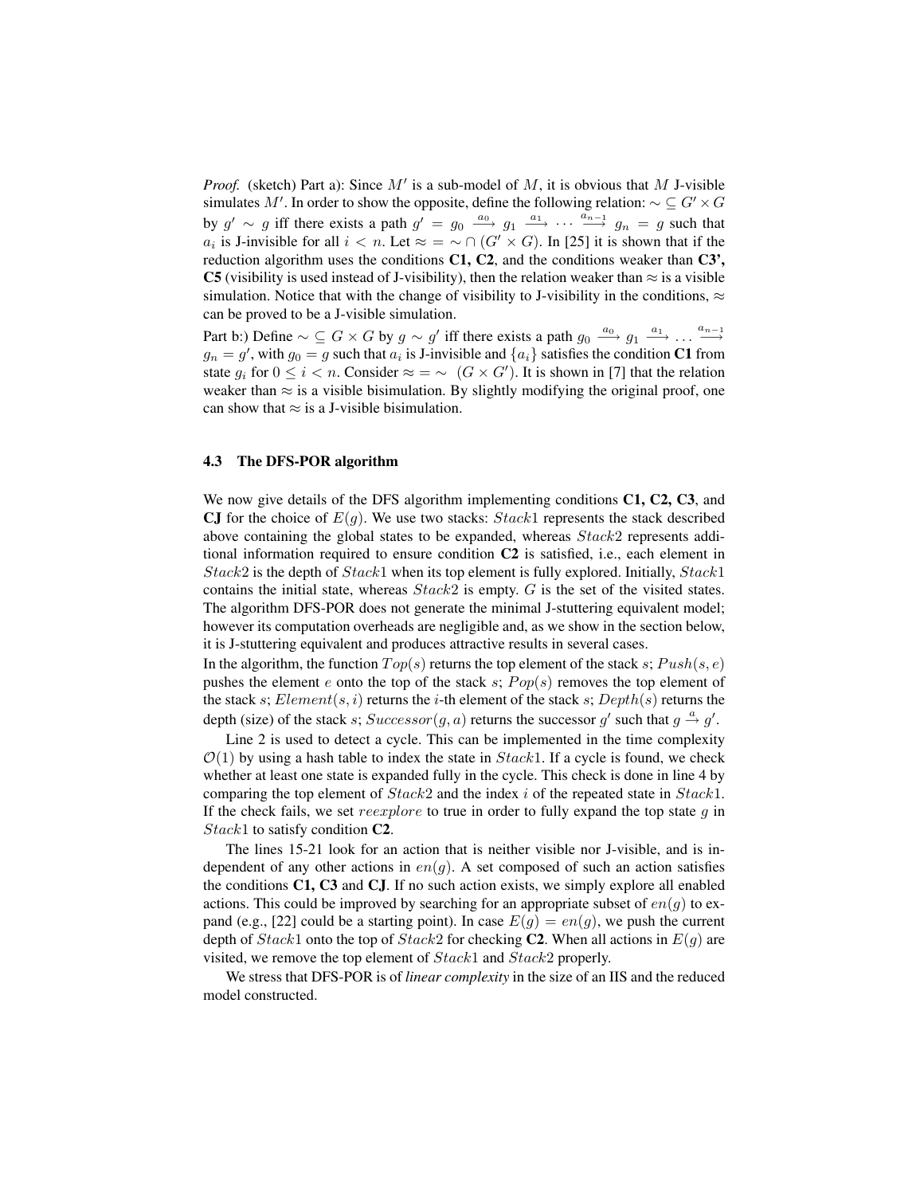*Proof.* (sketch) Part a): Since $M'$ is a sub-model of $M$, it is obvious that $M$ J-visible simulates $M'$. In order to show the opposite, define the following relation: $\sim \subseteq G' \times G$ by $g' \sim g$ iff there exists a path $g' = g_0 \xrightarrow{a_0} g_1 \xrightarrow{a_1} \cdots \xrightarrow{a_{n-1}} g_n = g$ such that $a_i$ is J-invisible for all $i < n$. Let $\approx = \sim \cap (G' \times G)$. In [25] it is shown that if the reduction algorithm uses the conditions **C1, C2**, and the conditions weaker than **C3', C5** (visibility is used instead of J-visibility), then the relation weaker than $\approx$ is a visible simulation. Notice that with the change of visibility to J-visibility in the conditions, $\approx$ can be proved to be a J-visible simulation.

Part b:) Define $\sim \subseteq G \times G$ by $g \sim g'$ iff there exists a path $g_0 \xrightarrow{a_0} g_1 \xrightarrow{a_1} \ldots \xrightarrow{a_{n-1}} g_n = g'$, with $g_0 = g$ such that $a_i$ is J-invisible and $\{a_i\}$ satisfies the condition **C1** from state $g_i$ for $0 \leq i < n$. Consider $\approx = \sim \; (G \times G')$. It is shown in [7] that the relation weaker than $\approx$ is a visible bisimulation. By slightly modifying the original proof, one can show that $\approx$ is a J-visible bisimulation.

### 4.3 The DFS-POR algorithm

We now give details of the DFS algorithm implementing conditions **C1, C2, C3**, and **CJ** for the choice of $E(g)$. We use two stacks: $Stack1$ represents the stack described above containing the global states to be expanded, whereas $Stack2$ represents additional information required to ensure condition **C2** is satisfied, i.e., each element in $Stack2$ is the depth of $Stack1$ when its top element is fully explored. Initially, $Stack1$ contains the initial state, whereas $Stack2$ is empty. $G$ is the set of the visited states. The algorithm DFS-POR does not generate the minimal J-stuttering equivalent model; however its computation overheads are negligible and, as we show in the section below, it is J-stuttering equivalent and produces attractive results in several cases.

In the algorithm, the function $Top(s)$ returns the top element of the stack $s$; $Push(s, e)$ pushes the element $e$ onto the top of the stack $s$; $Pop(s)$ removes the top element of the stack $s$; $Element(s, i)$ returns the $i$-th element of the stack $s$; $Depth(s)$ returns the depth (size) of the stack $s$; $Successor(g, a)$ returns the successor $g'$ such that $g \xrightarrow{a} g'$.

Line 2 is used to detect a cycle. This can be implemented in the time complexity $\mathcal{O}(1)$ by using a hash table to index the state in $Stack1$. If a cycle is found, we check whether at least one state is expanded fully in the cycle. This check is done in line 4 by comparing the top element of $Stack2$ and the index $i$ of the repeated state in $Stack1$. If the check fails, we set $reexplore$ to true in order to fully expand the top state $g$ in $Stack1$ to satisfy condition **C2**.

The lines 15-21 look for an action that is neither visible nor J-visible, and is independent of any other actions in $en(g)$. A set composed of such an action satisfies the conditions **C1, C3** and **CJ**. If no such action exists, we simply explore all enabled actions. This could be improved by searching for an appropriate subset of $en(g)$ to expand (e.g., [22] could be a starting point). In case $E(g) = en(g)$, we push the current depth of $Stack1$ onto the top of $Stack2$ for checking **C2**. When all actions in $E(g)$ are visited, we remove the top element of $Stack1$ and $Stack2$ properly.

We stress that DFS-POR is of *linear complexity* in the size of an IIS and the reduced model constructed.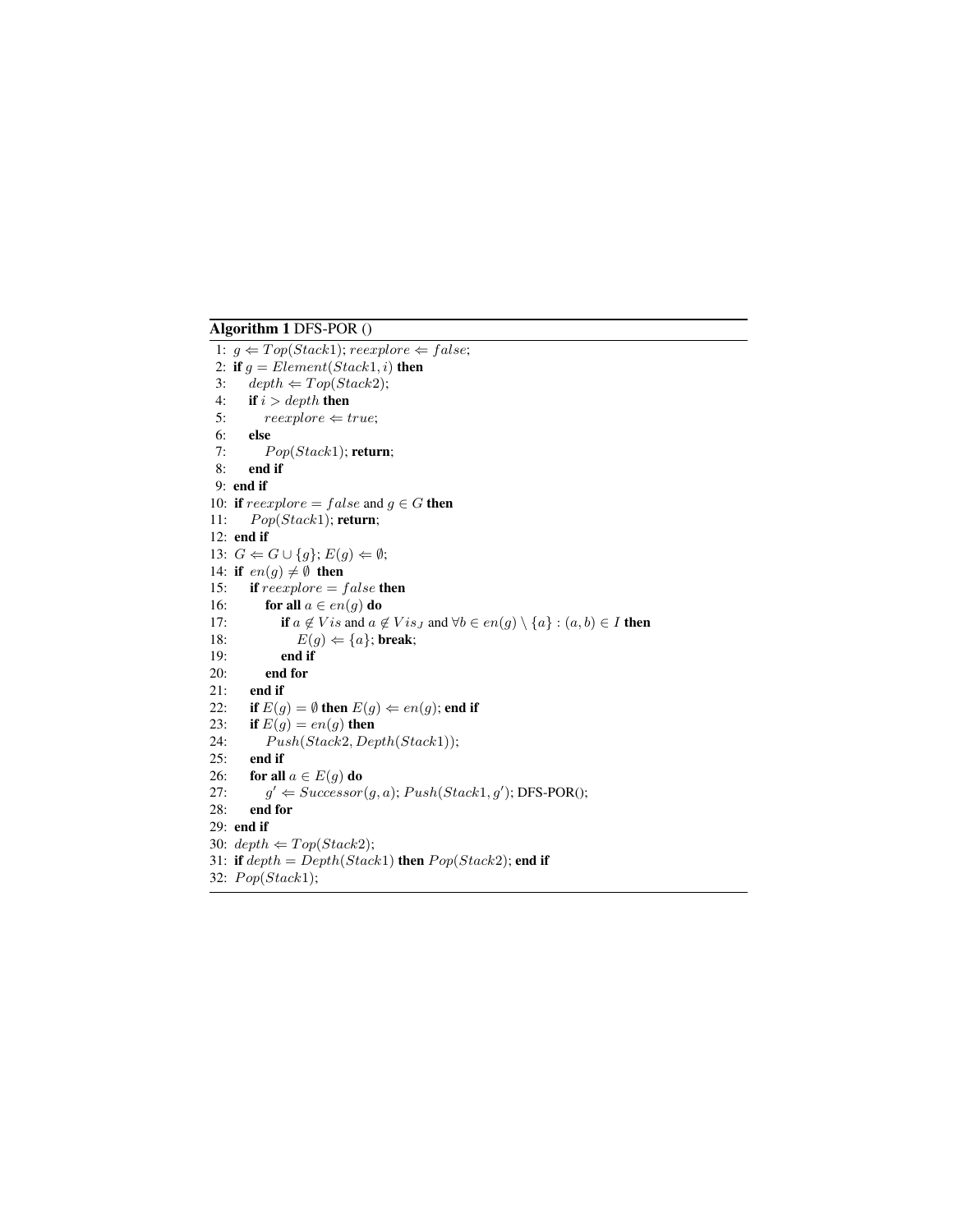**Algorithm 1** DFS-POR ()

```
1: g ⇐ Top(Stack1); reexplore ⇐ false;
2: if g = Element(Stack1, i) then
3:     depth ⇐ Top(Stack2);
4:     if i > depth then
5:         reexplore ⇐ true;
6:     else
7:         Pop(Stack1); return;
8:     end if
9: end if
10: if reexplore = false and g ∈ G then
11:     Pop(Stack1); return;
12: end if
13: G ⇐ G ∪ {g}; E(g) ⇐ ∅;
14: if en(g) ≠ ∅ then
15:     if reexplore = false then
16:         for all a ∈ en(g) do
17:             if a ∉ Vis and a ∉ Vis_J and ∀b ∈ en(g) \ {a} : (a, b) ∈ I then
18:                 E(g) ⇐ {a}; break;
19:             end if
20:         end for
21:     end if
22:     if E(g) = ∅ then E(g) ⇐ en(g); end if
23:     if E(g) = en(g) then
24:         Push(Stack2, Depth(Stack1));
25:     end if
26:     for all a ∈ E(g) do
27:         g' ⇐ Successor(g, a); Push(Stack1, g'); DFS-POR();
28:     end for
29: end if
30: depth ⇐ Top(Stack2);
31: if depth = Depth(Stack1) then Pop(Stack2); end if
32: Pop(Stack1);
```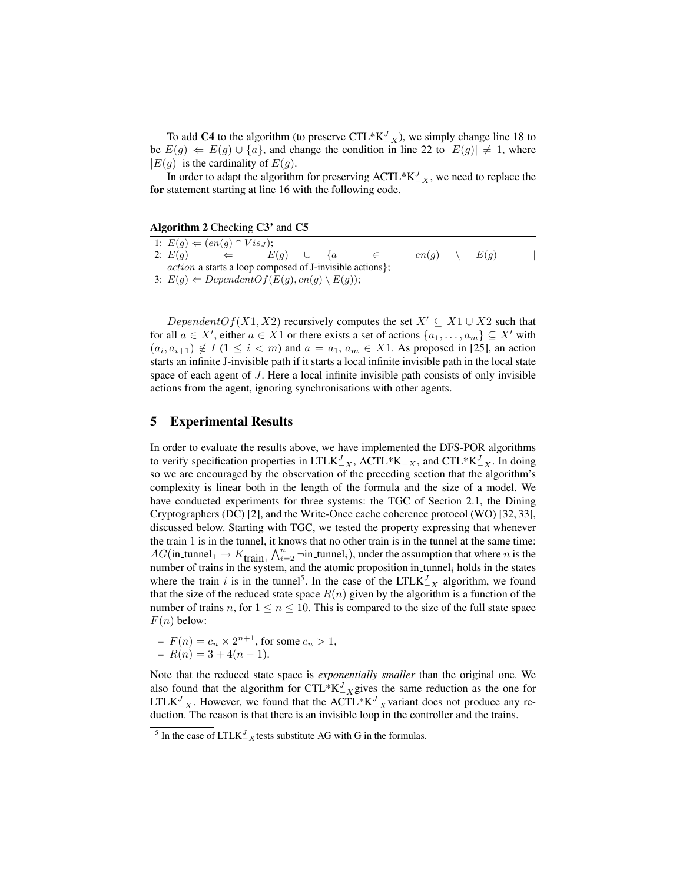To add **C4** to the algorithm (to preserve CTL*$K^J_{-X}$), we simply change line 18 to be $E(g) \Leftarrow E(g) \cup \{a\}$, and change the condition in line 22 to $|E(g)| \neq 1$, where $|E(g)|$ is the cardinality of $E(g)$.

In order to adapt the algorithm for preserving ACTL*$K^J_{-X}$, we need to replace the **for** statement starting at line 16 with the following code.

**Algorithm 2** Checking **C3'** and **C5**

```
1: E(g) ⇐ (en(g) ∩ Vis_J);
2: E(g) ⇐ E(g) ∪ {a ∈ en(g) \ E(g) | action a starts a loop composed of J-invisible actions};
3: E(g) ⇐ DependentOf(E(g), en(g) \ E(g));
```

$DependentOf(X1, X2)$ recursively computes the set $X' \subseteq X1 \cup X2$ such that for all $a \in X'$, either $a \in X1$ or there exists a set of actions $\{a_1, \ldots, a_m\} \subseteq X'$ with $(a_i, a_{i+1}) \notin I$ $(1 \leq i < m)$ and $a = a_1$, $a_m \in X1$. As proposed in [25], an action starts an infinite J-invisible path if it starts a local infinite invisible path in the local state space of each agent of $J$. Here a local infinite invisible path consists of only invisible actions from the agent, ignoring synchronisations with other agents.

## 5 Experimental Results

In order to evaluate the results above, we have implemented the DFS-POR algorithms to verify specification properties in LTL$K^J_{-X}$, ACTL*$K_{-X}$, and CTL*$K^J_{-X}$. In doing so we are encouraged by the observation of the preceding section that the algorithm's complexity is linear both in the length of the formula and the size of a model. We have conducted experiments for three systems: the TGC of Section 2.1, the Dining Cryptographers (DC) [2], and the Write-Once cache coherence protocol (WO) [32, 33], discussed below. Starting with TGC, we tested the property expressing that whenever the train 1 is in the tunnel, it knows that no other train is in the tunnel at the same time: $AG(\text{in\_tunnel}_1 \rightarrow K_{\text{train}_1} \bigwedge_{i=2}^{n} \neg\text{in\_tunnel}_i)$, under the assumption that where $n$ is the number of trains in the system, and the atomic proposition in_tunnel$_i$ holds in the states where the train $i$ is in the tunnel[5]. In the case of the LTL$K^J_{-X}$ algorithm, we found that the size of the reduced state space $R(n)$ given by the algorithm is a function of the number of trains $n$, for $1 \leq n \leq 10$. This is compared to the size of the full state space $F(n)$ below:

- $F(n) = c_n \times 2^{n+1}$, for some $c_n > 1$,
- $R(n) = 3 + 4(n - 1)$.

Note that the reduced state space is *exponentially smaller* than the original one. We also found that the algorithm for CTL*$K^J_{-X}$gives the same reduction as the one for LTL$K^J_{-X}$. However, we found that the ACTL*$K^J_{-X}$variant does not produce any reduction. The reason is that there is an invisible loop in the controller and the trains.

[5] In the case of LTL$K^J_{-X}$tests substitute AG with G in the formulas.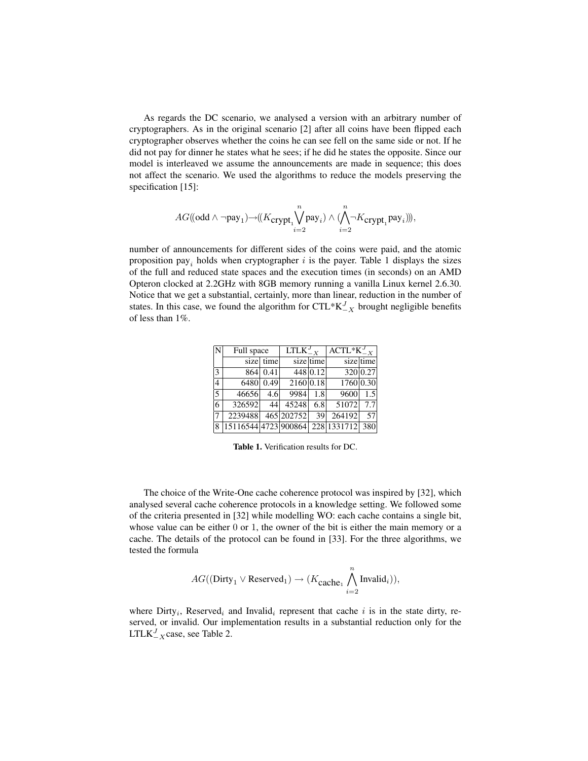As regards the DC scenario, we analysed a version with an arbitrary number of cryptographers. As in the original scenario [2] after all coins have been flipped each cryptographer observes whether the coins he can see fell on the same side or not. If he did not pay for dinner he states what he sees; if he did he states the opposite. Since our model is interleaved we assume the announcements are made in sequence; this does not affect the scenario. We used the algorithms to reduce the models preserving the specification [15]:

$$AG((\text{odd} \wedge \neg \text{pay}_1) \rightarrow ((K_{\text{crypt}_1} \bigvee_{i=2}^{n} \text{pay}_i) \wedge (\bigwedge_{i=2}^{n} \neg K_{\text{crypt}_1} \text{pay}_i))),$$

number of announcements for different sides of the coins were paid, and the atomic proposition $\text{pay}_i$ holds when cryptographer $i$ is the payer. Table 1 displays the sizes of the full and reduced state spaces and the execution times (in seconds) on an AMD Opteron clocked at 2.2GHz with 8GB memory running a vanilla Linux kernel 2.6.30. Notice that we get a substantial, certainly, more than linear, reduction in the number of states. In this case, we found the algorithm for CTL*K$^J_{-X}$ brought negligible benefits of less than 1%.

| N | Full space | | LTLK$^J_{-X}$ | | ACTL*K$^J_{-X}$ | |
|---|---|---|---|---|---|---|
| | size | time | size | time | size | time |
| 3 | 864 | 0.41 | 448 | 0.12 | 320 | 0.27 |
| 4 | 6480 | 0.49 | 2160 | 0.18 | 1760 | 0.30 |
| 5 | 46656 | 4.6 | 9984 | 1.8 | 9600 | 1.5 |
| 6 | 326592 | 44 | 45248 | 6.8 | 51072 | 7.7 |
| 7 | 2239488 | 465 | 202752 | 39 | 264192 | 57 |
| 8 | 15116544 | 4723 | 900864 | 228 | 1331712 | 380 |

**Table 1.** Verification results for DC.

The choice of the Write-One cache coherence protocol was inspired by [32], which analysed several cache coherence protocols in a knowledge setting. We followed some of the criteria presented in [32] while modelling WO: each cache contains a single bit, whose value can be either 0 or 1, the owner of the bit is either the main memory or a cache. The details of the protocol can be found in [33]. For the three algorithms, we tested the formula

$$AG((\text{Dirty}_1 \vee \text{Reserved}_1) \rightarrow (K_{\text{cache}_1} \bigwedge_{i=2}^{n} \text{Invalid}_i)),$$

where $\text{Dirty}_i$, $\text{Reserved}_i$ and $\text{Invalid}_i$ represent that cache $i$ is in the state dirty, reserved, or invalid. Our implementation results in a substantial reduction only for the LTLK$^J_{-X}$ case, see Table 2.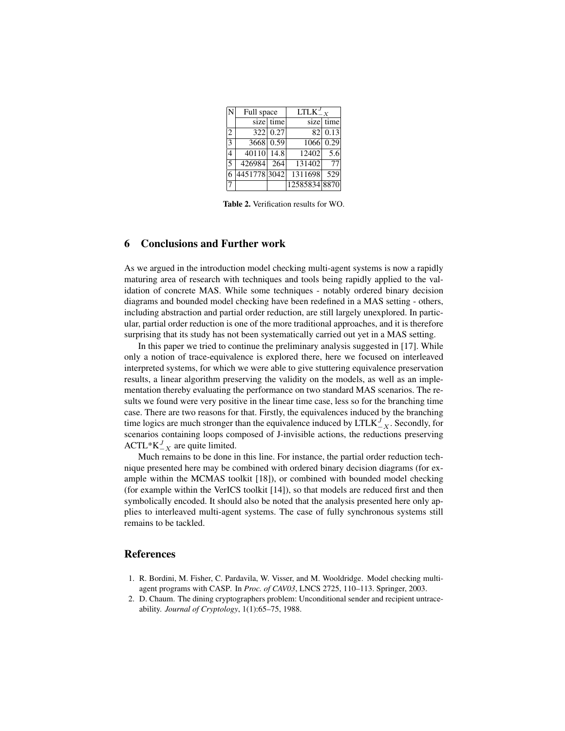| N | Full space | | $\text{LTLK}_{-X}^{J}$ | |
|---|---|---|---|---|
| | size | time | size | time |
| 2 | 322 | 0.27 | 82 | 0.13 |
| 3 | 3668 | 0.59 | 1066 | 0.29 |
| 4 | 40110 | 14.8 | 12402 | 5.6 |
| 5 | 426984 | 264 | 131402 | 77 |
| 6 | 4451778 | 3042 | 1311698 | 529 |
| 7 | | | 12585834 | 8870 |

**Table 2.** Verification results for WO.

## 6 Conclusions and Further work

As we argued in the introduction model checking multi-agent systems is now a rapidly maturing area of research with techniques and tools being rapidly applied to the validation of concrete MAS. While some techniques - notably ordered binary decision diagrams and bounded model checking have been redefined in a MAS setting - others, including abstraction and partial order reduction, are still largely unexplored. In particular, partial order reduction is one of the more traditional approaches, and it is therefore surprising that its study has not been systematically carried out yet in a MAS setting.

In this paper we tried to continue the preliminary analysis suggested in [17]. While only a notion of trace-equivalence is explored there, here we focused on interleaved interpreted systems, for which we were able to give stuttering equivalence preservation results, a linear algorithm preserving the validity on the models, as well as an implementation thereby evaluating the performance on two standard MAS scenarios. The results we found were very positive in the linear time case, less so for the branching time case. There are two reasons for that. Firstly, the equivalences induced by the branching time logics are much stronger than the equivalence induced by $\text{LTLK}_{-X}^{J}$. Secondly, for scenarios containing loops composed of J-invisible actions, the reductions preserving $\text{ACTL*K}_{-X}^{J}$ are quite limited.

Much remains to be done in this line. For instance, the partial order reduction technique presented here may be combined with ordered binary decision diagrams (for example within the MCMAS toolkit [18]), or combined with bounded model checking (for example within the VerICS toolkit [14]), so that models are reduced first and then symbolically encoded. It should also be noted that the analysis presented here only applies to interleaved multi-agent systems. The case of fully synchronous systems still remains to be tackled.

## References

1. R. Bordini, M. Fisher, C. Pardavila, W. Visser, and M. Wooldridge. Model checking multi-agent programs with CASP. In *Proc. of CAV03*, LNCS 2725, 110–113. Springer, 2003.
2. D. Chaum. The dining cryptographers problem: Unconditional sender and recipient untraceability. *Journal of Cryptology*, 1(1):65–75, 1988.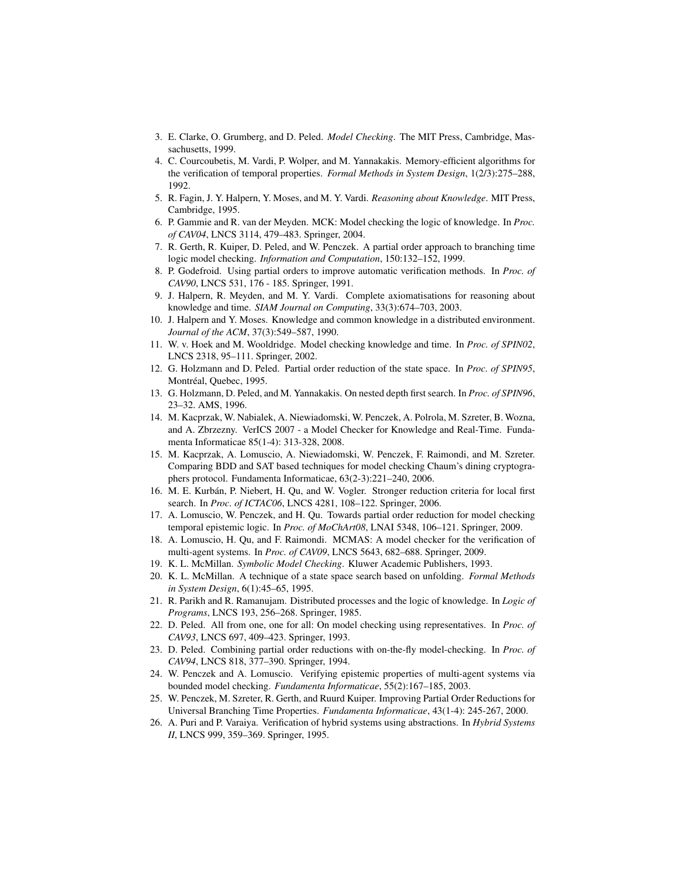3. E. Clarke, O. Grumberg, and D. Peled. *Model Checking*. The MIT Press, Cambridge, Massachusetts, 1999.
4. C. Courcoubetis, M. Vardi, P. Wolper, and M. Yannakakis. Memory-efficient algorithms for the verification of temporal properties. *Formal Methods in System Design*, 1(2/3):275–288, 1992.
5. R. Fagin, J. Y. Halpern, Y. Moses, and M. Y. Vardi. *Reasoning about Knowledge*. MIT Press, Cambridge, 1995.
6. P. Gammie and R. van der Meyden. MCK: Model checking the logic of knowledge. In *Proc. of CAV04*, LNCS 3114, 479–483. Springer, 2004.
7. R. Gerth, R. Kuiper, D. Peled, and W. Penczek. A partial order approach to branching time logic model checking. *Information and Computation*, 150:132–152, 1999.
8. P. Godefroid. Using partial orders to improve automatic verification methods. In *Proc. of CAV90*, LNCS 531, 176 - 185. Springer, 1991.
9. J. Halpern, R. Meyden, and M. Y. Vardi. Complete axiomatisations for reasoning about knowledge and time. *SIAM Journal on Computing*, 33(3):674–703, 2003.
10. J. Halpern and Y. Moses. Knowledge and common knowledge in a distributed environment. *Journal of the ACM*, 37(3):549–587, 1990.
11. W. v. Hoek and M. Wooldridge. Model checking knowledge and time. In *Proc. of SPIN02*, LNCS 2318, 95–111. Springer, 2002.
12. G. Holzmann and D. Peled. Partial order reduction of the state space. In *Proc. of SPIN95*, Montréal, Quebec, 1995.
13. G. Holzmann, D. Peled, and M. Yannakakis. On nested depth first search. In *Proc. of SPIN96*, 23–32. AMS, 1996.
14. M. Kacprzak, W. Nabialek, A. Niewiadomski, W. Penczek, A. Polrola, M. Szreter, B. Wozna, and A. Zbrzezny. VerICS 2007 - a Model Checker for Knowledge and Real-Time. Fundamenta Informaticae 85(1-4): 313-328, 2008.
15. M. Kacprzak, A. Lomuscio, A. Niewiadomski, W. Penczek, F. Raimondi, and M. Szreter. Comparing BDD and SAT based techniques for model checking Chaum's dining cryptographers protocol. Fundamenta Informaticae, 63(2-3):221–240, 2006.
16. M. E. Kurbán, P. Niebert, H. Qu, and W. Vogler. Stronger reduction criteria for local first search. In *Proc. of ICTAC06*, LNCS 4281, 108–122. Springer, 2006.
17. A. Lomuscio, W. Penczek, and H. Qu. Towards partial order reduction for model checking temporal epistemic logic. In *Proc. of MoChArt08*, LNAI 5348, 106–121. Springer, 2009.
18. A. Lomuscio, H. Qu, and F. Raimondi. MCMAS: A model checker for the verification of multi-agent systems. In *Proc. of CAV09*, LNCS 5643, 682–688. Springer, 2009.
19. K. L. McMillan. *Symbolic Model Checking*. Kluwer Academic Publishers, 1993.
20. K. L. McMillan. A technique of a state space search based on unfolding. *Formal Methods in System Design*, 6(1):45–65, 1995.
21. R. Parikh and R. Ramanujam. Distributed processes and the logic of knowledge. In *Logic of Programs*, LNCS 193, 256–268. Springer, 1985.
22. D. Peled. All from one, one for all: On model checking using representatives. In *Proc. of CAV93*, LNCS 697, 409–423. Springer, 1993.
23. D. Peled. Combining partial order reductions with on-the-fly model-checking. In *Proc. of CAV94*, LNCS 818, 377–390. Springer, 1994.
24. W. Penczek and A. Lomuscio. Verifying epistemic properties of multi-agent systems via bounded model checking. *Fundamenta Informaticae*, 55(2):167–185, 2003.
25. W. Penczek, M. Szreter, R. Gerth, and Ruurd Kuiper. Improving Partial Order Reductions for Universal Branching Time Properties. *Fundamenta Informaticae*, 43(1-4): 245-267, 2000.
26. A. Puri and P. Varaiya. Verification of hybrid systems using abstractions. In *Hybrid Systems II*, LNCS 999, 359–369. Springer, 1995.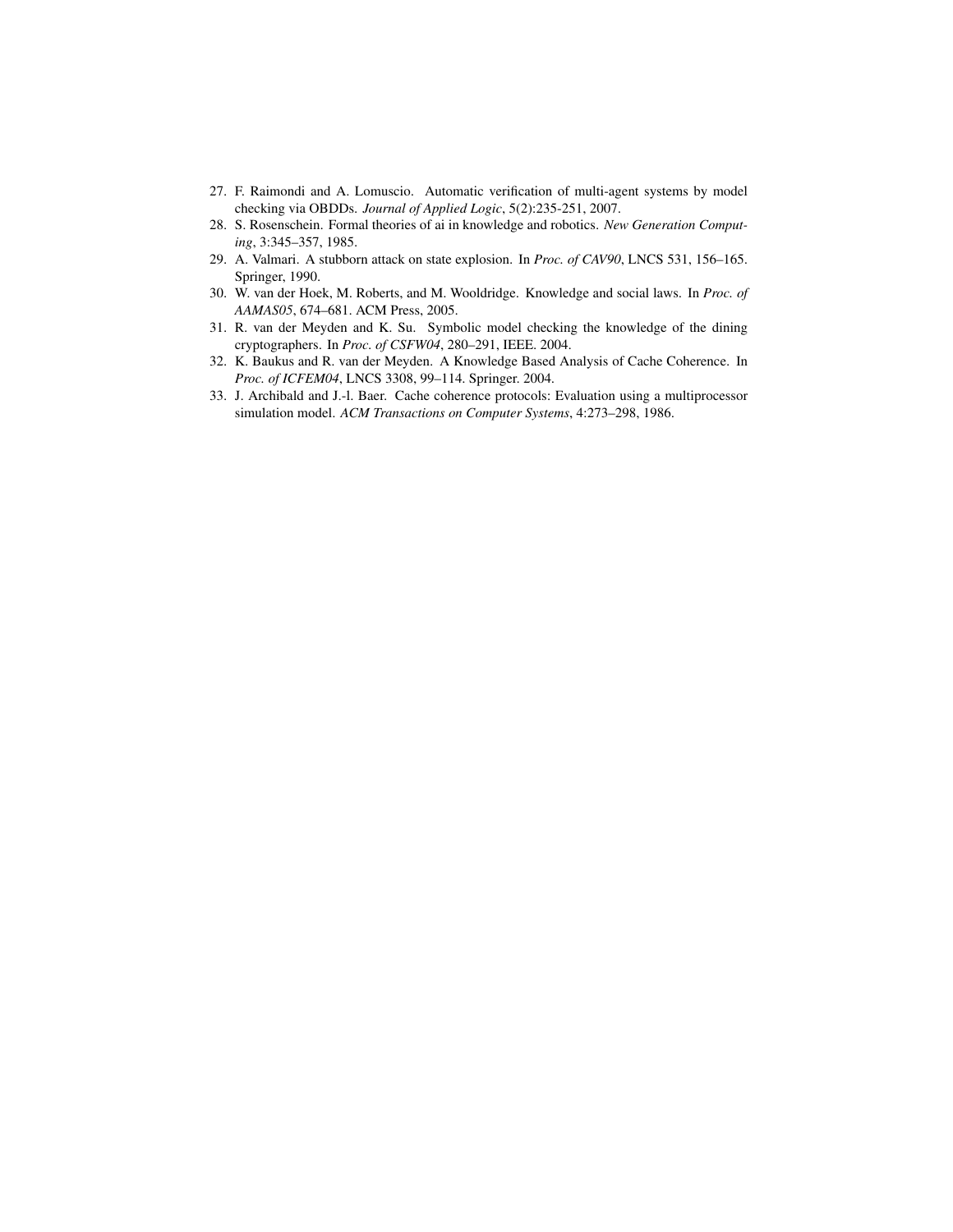27. F. Raimondi and A. Lomuscio. Automatic verification of multi-agent systems by model checking via OBDDs. *Journal of Applied Logic*, 5(2):235-251, 2007.
28. S. Rosenschein. Formal theories of ai in knowledge and robotics. *New Generation Computing*, 3:345–357, 1985.
29. A. Valmari. A stubborn attack on state explosion. In *Proc. of CAV90*, LNCS 531, 156–165. Springer, 1990.
30. W. van der Hoek, M. Roberts, and M. Wooldridge. Knowledge and social laws. In *Proc. of AAMAS05*, 674–681. ACM Press, 2005.
31. R. van der Meyden and K. Su. Symbolic model checking the knowledge of the dining cryptographers. In *Proc. of CSFW04*, 280–291, IEEE. 2004.
32. K. Baukus and R. van der Meyden. A Knowledge Based Analysis of Cache Coherence. In *Proc. of ICFEM04*, LNCS 3308, 99–114. Springer. 2004.
33. J. Archibald and J.-l. Baer. Cache coherence protocols: Evaluation using a multiprocessor simulation model. *ACM Transactions on Computer Systems*, 4:273–298, 1986.